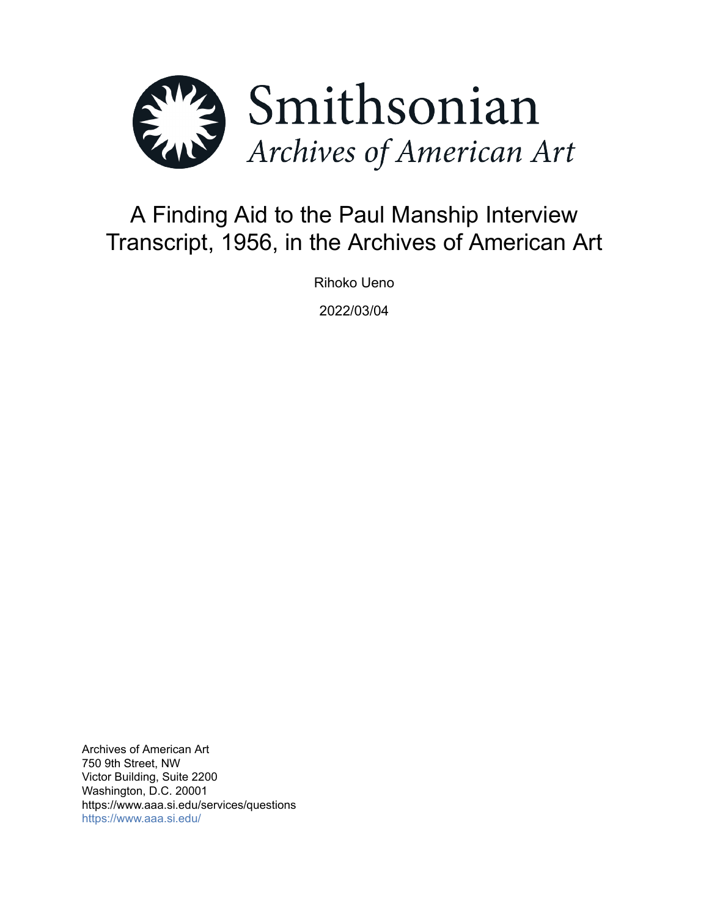Smithsonian
*Archives of American Art*

# A Finding Aid to the Paul Manship Interview Transcript, 1956, in the Archives of American Art

Rihoko Ueno

2022/03/04

Archives of American Art
750 9th Street, NW
Victor Building, Suite 2200
Washington, D.C. 20001
https://www.aaa.si.edu/services/questions
https://www.aaa.si.edu/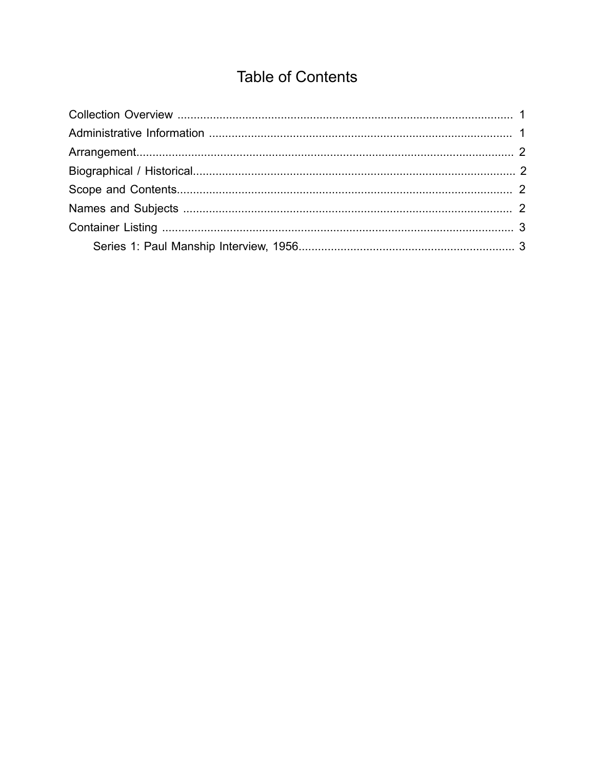# Table of Contents

Collection Overview ........................................................................................................ 1
Administrative Information .............................................................................................. 1
Arrangement..................................................................................................................... 2
Biographical / Historical.................................................................................................... 2
Scope and Contents.......................................................................................................... 2
Names and Subjects ........................................................................................................ 2
Container Listing .............................................................................................................. 3
    Series 1: Paul Manship Interview, 1956.................................................................. 3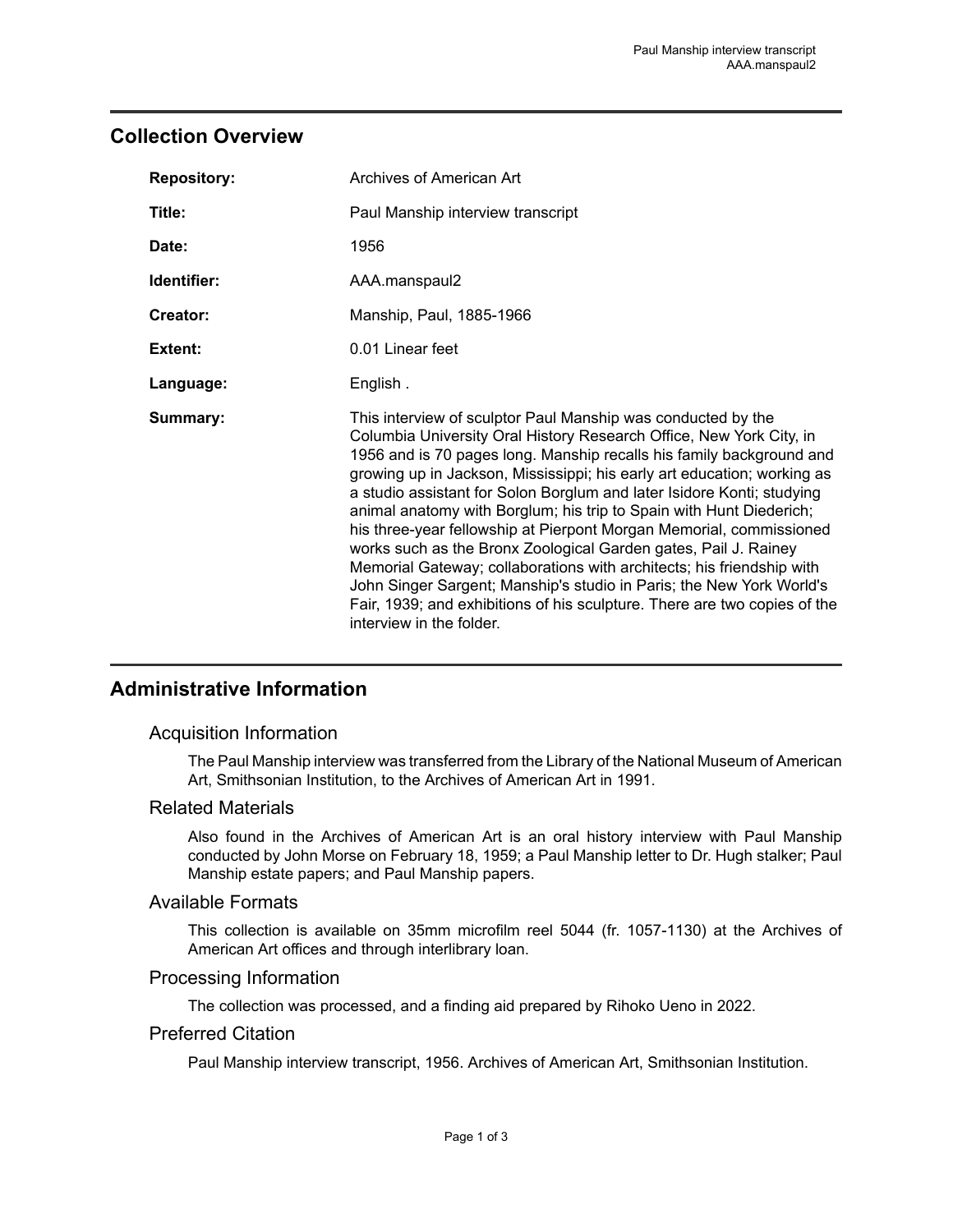## Collection Overview

| | |
|---|---|
| **Repository:** | Archives of American Art |
| **Title:** | Paul Manship interview transcript |
| **Date:** | 1956 |
| **Identifier:** | AAA.manspaul2 |
| **Creator:** | Manship, Paul, 1885-1966 |
| **Extent:** | 0.01 Linear feet |
| **Language:** | English . |
| **Summary:** | This interview of sculptor Paul Manship was conducted by the Columbia University Oral History Research Office, New York City, in 1956 and is 70 pages long. Manship recalls his family background and growing up in Jackson, Mississippi; his early art education; working as a studio assistant for Solon Borglum and later Isidore Konti; studying animal anatomy with Borglum; his trip to Spain with Hunt Diederich; his three-year fellowship at Pierpont Morgan Memorial, commissioned works such as the Bronx Zoological Garden gates, Pail J. Rainey Memorial Gateway; collaborations with architects; his friendship with John Singer Sargent; Manship's studio in Paris; the New York World's Fair, 1939; and exhibitions of his sculpture. There are two copies of the interview in the folder. |

## Administrative Information

### Acquisition Information

The Paul Manship interview was transferred from the Library of the National Museum of American Art, Smithsonian Institution, to the Archives of American Art in 1991.

### Related Materials

Also found in the Archives of American Art is an oral history interview with Paul Manship conducted by John Morse on February 18, 1959; a Paul Manship letter to Dr. Hugh stalker; Paul Manship estate papers; and Paul Manship papers.

### Available Formats

This collection is available on 35mm microfilm reel 5044 (fr. 1057-1130) at the Archives of American Art offices and through interlibrary loan.

### Processing Information

The collection was processed, and a finding aid prepared by Rihoko Ueno in 2022.

### Preferred Citation

Paul Manship interview transcript, 1956. Archives of American Art, Smithsonian Institution.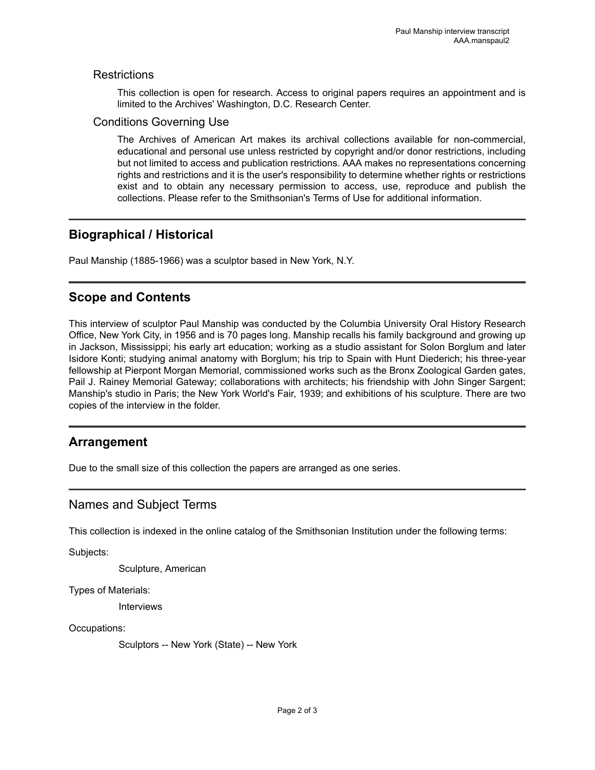### Restrictions

This collection is open for research. Access to original papers requires an appointment and is limited to the Archives' Washington, D.C. Research Center.

### Conditions Governing Use

The Archives of American Art makes its archival collections available for non-commercial, educational and personal use unless restricted by copyright and/or donor restrictions, including but not limited to access and publication restrictions. AAA makes no representations concerning rights and restrictions and it is the user's responsibility to determine whether rights or restrictions exist and to obtain any necessary permission to access, use, reproduce and publish the collections. Please refer to the Smithsonian's Terms of Use for additional information.

## Biographical / Historical

Paul Manship (1885-1966) was a sculptor based in New York, N.Y.

## Scope and Contents

This interview of sculptor Paul Manship was conducted by the Columbia University Oral History Research Office, New York City, in 1956 and is 70 pages long. Manship recalls his family background and growing up in Jackson, Mississippi; his early art education; working as a studio assistant for Solon Borglum and later Isidore Konti; studying animal anatomy with Borglum; his trip to Spain with Hunt Diederich; his three-year fellowship at Pierpont Morgan Memorial, commissioned works such as the Bronx Zoological Garden gates, Pail J. Rainey Memorial Gateway; collaborations with architects; his friendship with John Singer Sargent; Manship's studio in Paris; the New York World's Fair, 1939; and exhibitions of his sculpture. There are two copies of the interview in the folder.

## Arrangement

Due to the small size of this collection the papers are arranged as one series.

## Names and Subject Terms

This collection is indexed in the online catalog of the Smithsonian Institution under the following terms:

Subjects:

- Sculpture, American

Types of Materials:

- Interviews

Occupations:

- Sculptors -- New York (State) -- New York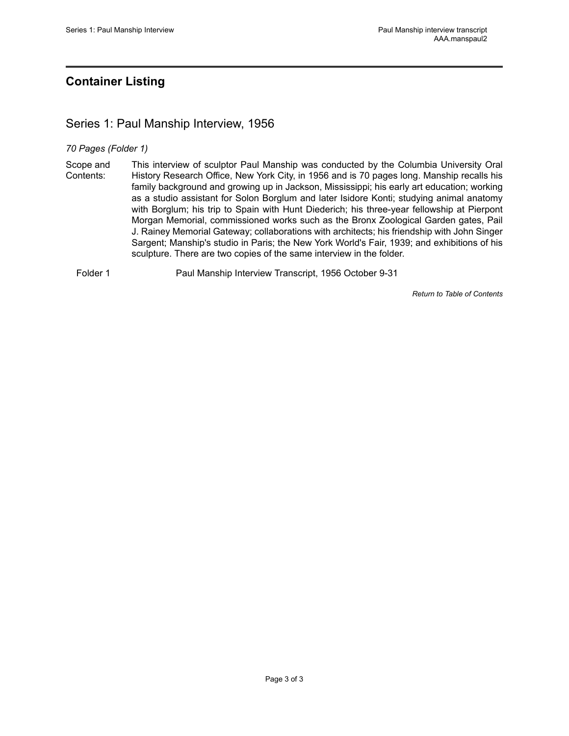## Container Listing

### Series 1: Paul Manship Interview, 1956

*70 Pages (Folder 1)*

Scope and Contents: This interview of sculptor Paul Manship was conducted by the Columbia University Oral History Research Office, New York City, in 1956 and is 70 pages long. Manship recalls his family background and growing up in Jackson, Mississippi; his early art education; working as a studio assistant for Solon Borglum and later Isidore Konti; studying animal anatomy with Borglum; his trip to Spain with Hunt Diederich; his three-year fellowship at Pierpont Morgan Memorial, commissioned works such as the Bronx Zoological Garden gates, Pail J. Rainey Memorial Gateway; collaborations with architects; his friendship with John Singer Sargent; Manship's studio in Paris; the New York World's Fair, 1939; and exhibitions of his sculpture. There are two copies of the same interview in the folder.

Folder 1 Paul Manship Interview Transcript, 1956 October 9-31

*Return to Table of Contents*